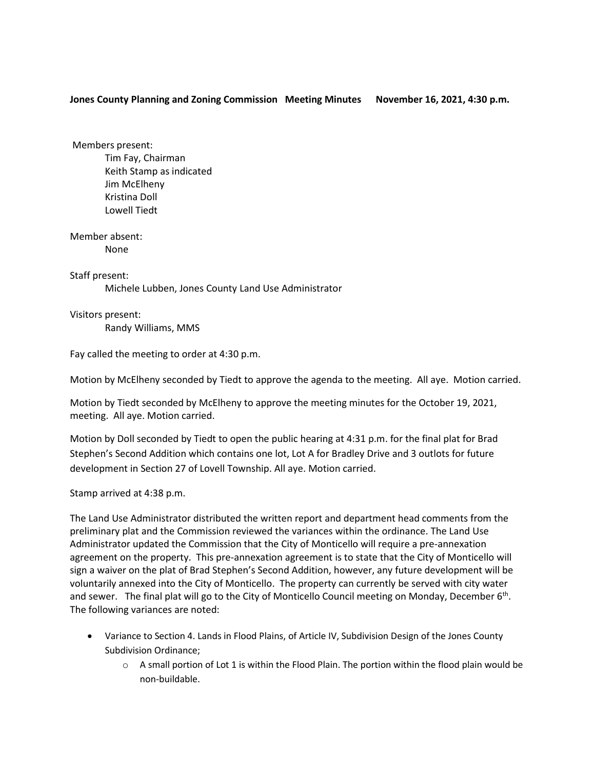**Jones County Planning and Zoning Commission Meeting Minutes November 16, 2021, 4:30 p.m.**

Members present:
- Tim Fay, Chairman
- Keith Stamp as indicated
- Jim McElheny
- Kristina Doll
- Lowell Tiedt

Member absent:
- None

Staff present:
- Michele Lubben, Jones County Land Use Administrator

Visitors present:
- Randy Williams, MMS

Fay called the meeting to order at 4:30 p.m.

Motion by McElheny seconded by Tiedt to approve the agenda to the meeting. All aye. Motion carried.

Motion by Tiedt seconded by McElheny to approve the meeting minutes for the October 19, 2021, meeting. All aye. Motion carried.

Motion by Doll seconded by Tiedt to open the public hearing at 4:31 p.m. for the final plat for Brad Stephen's Second Addition which contains one lot, Lot A for Bradley Drive and 3 outlots for future development in Section 27 of Lovell Township. All aye. Motion carried.

Stamp arrived at 4:38 p.m.

The Land Use Administrator distributed the written report and department head comments from the preliminary plat and the Commission reviewed the variances within the ordinance. The Land Use Administrator updated the Commission that the City of Monticello will require a pre-annexation agreement on the property. This pre-annexation agreement is to state that the City of Monticello will sign a waiver on the plat of Brad Stephen's Second Addition, however, any future development will be voluntarily annexed into the City of Monticello. The property can currently be served with city water and sewer. The final plat will go to the City of Monticello Council meeting on Monday, December 6th. The following variances are noted:

- Variance to Section 4. Lands in Flood Plains, of Article IV, Subdivision Design of the Jones County Subdivision Ordinance;
    - A small portion of Lot 1 is within the Flood Plain. The portion within the flood plain would be non-buildable.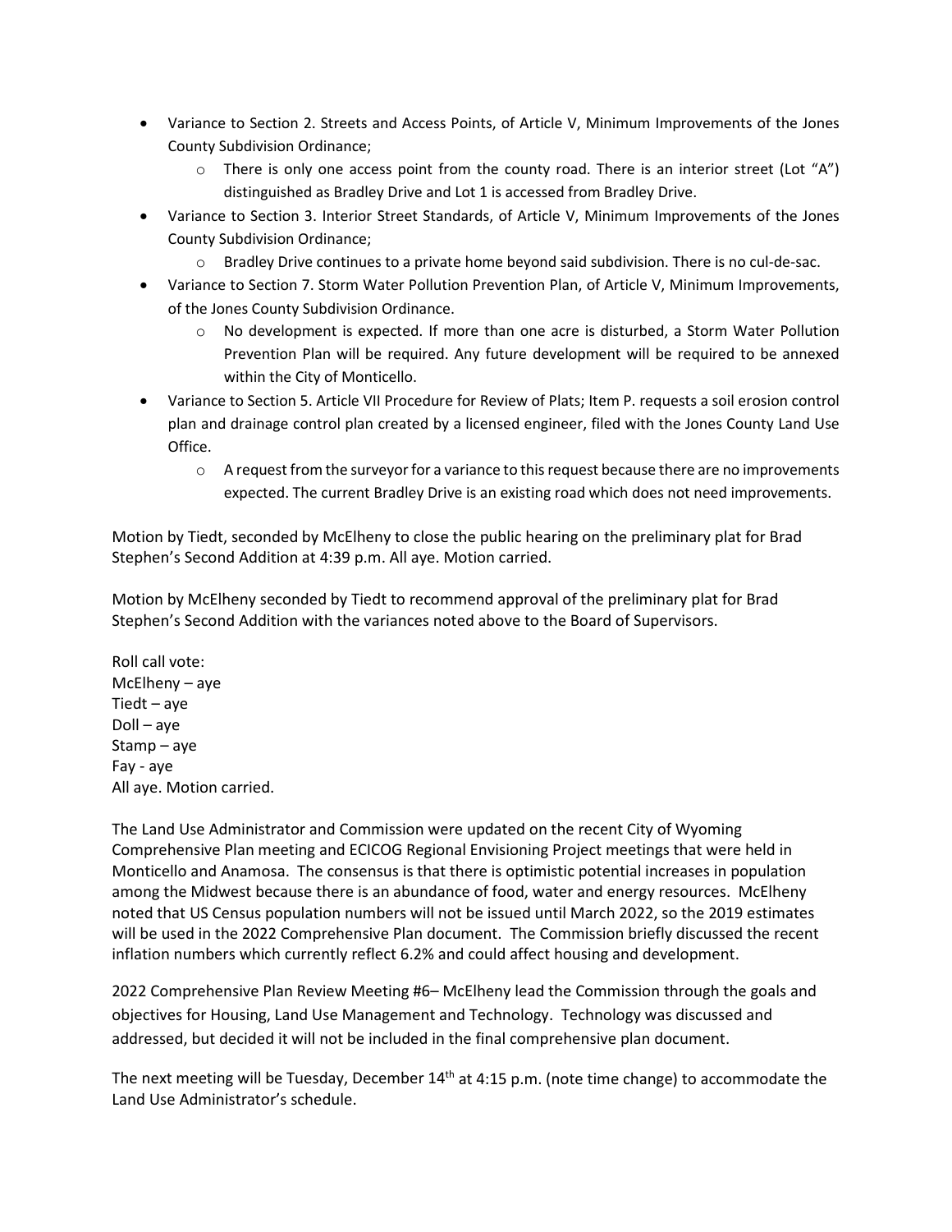- Variance to Section 2. Streets and Access Points, of Article V, Minimum Improvements of the Jones County Subdivision Ordinance;
    - There is only one access point from the county road. There is an interior street (Lot "A") distinguished as Bradley Drive and Lot 1 is accessed from Bradley Drive.
- Variance to Section 3. Interior Street Standards, of Article V, Minimum Improvements of the Jones County Subdivision Ordinance;
    - Bradley Drive continues to a private home beyond said subdivision. There is no cul-de-sac.
- Variance to Section 7. Storm Water Pollution Prevention Plan, of Article V, Minimum Improvements, of the Jones County Subdivision Ordinance.
    - No development is expected. If more than one acre is disturbed, a Storm Water Pollution Prevention Plan will be required. Any future development will be required to be annexed within the City of Monticello.
- Variance to Section 5. Article VII Procedure for Review of Plats; Item P. requests a soil erosion control plan and drainage control plan created by a licensed engineer, filed with the Jones County Land Use Office.
    - A request from the surveyor for a variance to this request because there are no improvements expected. The current Bradley Drive is an existing road which does not need improvements.

Motion by Tiedt, seconded by McElheny to close the public hearing on the preliminary plat for Brad Stephen's Second Addition at 4:39 p.m. All aye. Motion carried.

Motion by McElheny seconded by Tiedt to recommend approval of the preliminary plat for Brad Stephen's Second Addition with the variances noted above to the Board of Supervisors.

Roll call vote:
McElheny – aye
Tiedt – aye
Doll – aye
Stamp – aye
Fay - aye
All aye. Motion carried.

The Land Use Administrator and Commission were updated on the recent City of Wyoming Comprehensive Plan meeting and ECICOG Regional Envisioning Project meetings that were held in Monticello and Anamosa. The consensus is that there is optimistic potential increases in population among the Midwest because there is an abundance of food, water and energy resources. McElheny noted that US Census population numbers will not be issued until March 2022, so the 2019 estimates will be used in the 2022 Comprehensive Plan document. The Commission briefly discussed the recent inflation numbers which currently reflect 6.2% and could affect housing and development.

2022 Comprehensive Plan Review Meeting #6– McElheny lead the Commission through the goals and objectives for Housing, Land Use Management and Technology. Technology was discussed and addressed, but decided it will not be included in the final comprehensive plan document.

The next meeting will be Tuesday, December 14th at 4:15 p.m. (note time change) to accommodate the Land Use Administrator's schedule.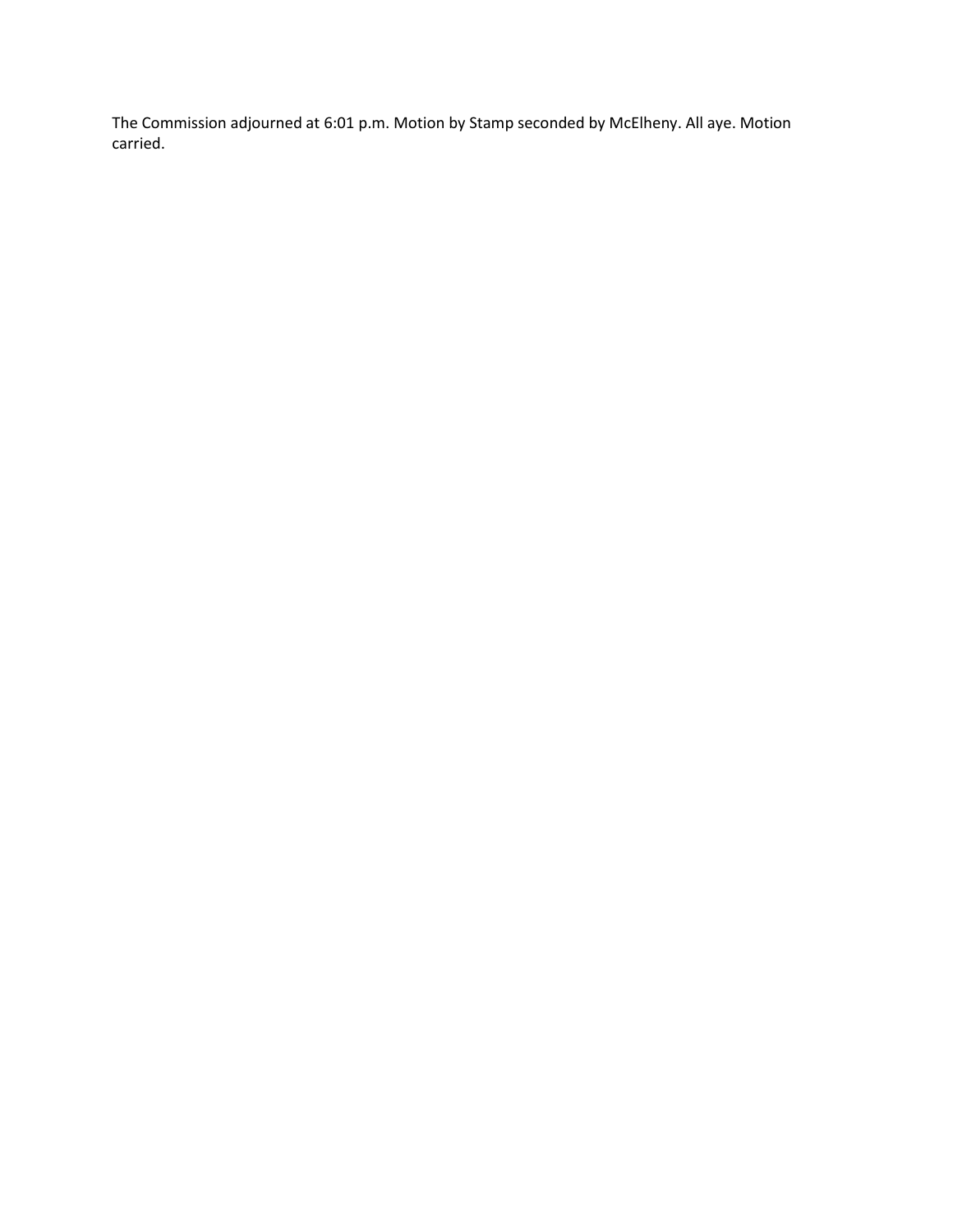The Commission adjourned at 6:01 p.m. Motion by Stamp seconded by McElheny. All aye. Motion carried.